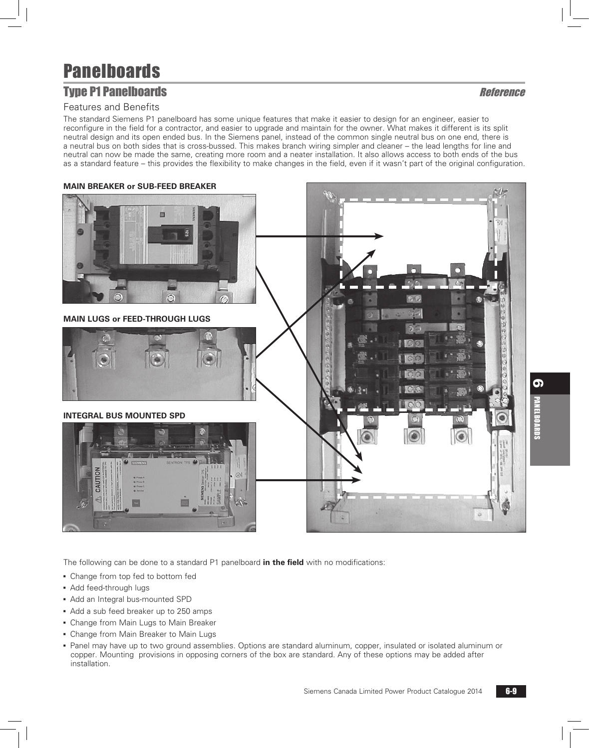# Panelboards

## Type P1 Panelboards

*Reference*

### Features and Benefits

The standard Siemens P1 panelboard has some unique features that make it easier to design for an engineer, easier to reconfigure in the field for a contractor, and easier to upgrade and maintain for the owner. What makes it different is its split neutral design and its open ended bus. In the Siemens panel, instead of the common single neutral bus on one end, there is a neutral bus on both sides that is cross-bussed. This makes branch wiring simpler and cleaner – the lead lengths for line and neutral can now be made the same, creating more room and a neater installation. It also allows access to both ends of the bus as a standard feature – this provides the flexibility to make changes in the field, even if it wasn't part of the original configuration.

**MAIN BREAKER or SUB-FEED BREAKER**

**MAIN LUGS or FEED-THROUGH LUGS**

**INTEGRAL BUS MOUNTED SPD**

The following can be done to a standard P1 panelboard **in the field** with no modifications:

- Change from top fed to bottom fed
- Add feed-through lugs
- Add an Integral bus-mounted SPD
- Add a sub feed breaker up to 250 amps
- Change from Main Lugs to Main Breaker
- Change from Main Breaker to Main Lugs
- Panel may have up to two ground assemblies. Options are standard aluminum, copper, insulated or isolated aluminum or copper. Mounting provisions in opposing corners of the box are standard. Any of these options may be added after installation.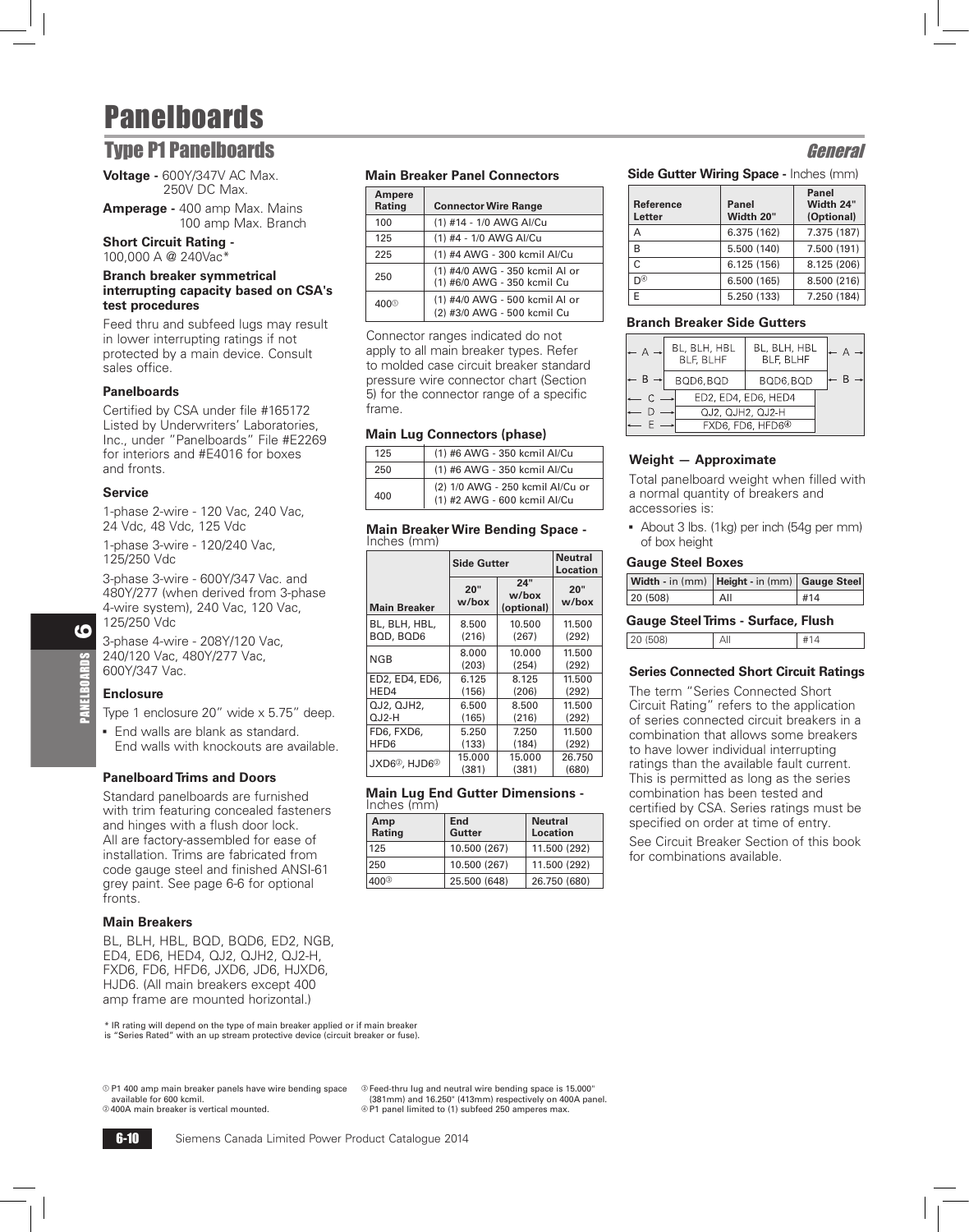# Panelboards

## Type P1 Panelboards

*General*

**Voltage -** 600Y/347V AC Max.
250V DC Max.

**Amperage -** 400 amp Max. Mains
100 amp Max. Branch

**Short Circuit Rating -**
100,000 A @ 240Vac*

**Branch breaker symmetrical interrupting capacity based on CSA's test procedures**

Feed thru and subfeed lugs may result in lower interrupting ratings if not protected by a main device. Consult sales office.

### Panelboards

Certified by CSA under file #165172 Listed by Underwriters' Laboratories, Inc., under "Panelboards" File #E2269 for interiors and #E4016 for boxes and fronts.

### Service

1-phase 2-wire - 120 Vac, 240 Vac, 24 Vdc, 48 Vdc, 125 Vdc

1-phase 3-wire - 120/240 Vac, 125/250 Vdc

3-phase 3-wire - 600Y/347 Vac. and 480Y/277 (when derived from 3-phase 4-wire system), 240 Vac, 120 Vac, 125/250 Vdc

3-phase 4-wire - 208Y/120 Vac, 240/120 Vac, 480Y/277 Vac, 600Y/347 Vac.

### Enclosure

Type 1 enclosure 20" wide x 5.75" deep.

- End walls are blank as standard. End walls with knockouts are available.

### Panelboard Trims and Doors

Standard panelboards are furnished with trim featuring concealed fasteners and hinges with a flush door lock. All are factory-assembled for ease of installation. Trims are fabricated from code gauge steel and finished ANSI-61 grey paint. See page 6-6 for optional fronts.

### Main Breakers

BL, BLH, HBL, BQD, BQD6, ED2, NGB, ED4, ED6, HED4, QJ2, QJH2, QJ2-H, FXD6, FD6, HFD6, JXD6, JD6, HJXD6, HJD6. (All main breakers except 400 amp frame are mounted horizontal.)

### Main Breaker Panel Connectors

| Ampere Rating | Connector Wire Range |
|---|---|
| 100 | (1) #14 - 1/0 AWG Al/Cu |
| 125 | (1) #4 - 1/0 AWG Al/Cu |
| 225 | (1) #4 AWG - 300 kcmil Al/Cu |
| 250 | (1) #4/0 AWG - 350 kcmil Al or (1) #6/0 AWG - 350 kcmil Cu |
| 400[1] | (1) #4/0 AWG - 500 kcmil Al or (2) #3/0 AWG - 500 kcmil Cu |

Connector ranges indicated do not apply to all main breaker types. Refer to molded case circuit breaker standard pressure wire connector chart (Section 5) for the connector range of a specific frame.

### Main Lug Connectors (phase)

| | |
|---|---|
| 125 | (1) #6 AWG - 350 kcmil Al/Cu |
| 250 | (1) #6 AWG - 350 kcmil Al/Cu |
| 400 | (2) 1/0 AWG - 250 kcmil Al/Cu or (1) #2 AWG - 600 kcmil Al/Cu |

### Main Breaker Wire Bending Space - Inches (mm)

| Main Breaker | Side Gutter | | Neutral Location |
|---|---|---|---|
| | 20" w/box | 24" w/box (optional) | 20" w/box |
| BL, BLH, HBL, BQD, BQD6 | 8.500 (216) | 10.500 (267) | 11.500 (292) |
| NGB | 8.000 (203) | 10.000 (254) | 11.500 (292) |
| ED2, ED4, ED6, HED4 | 6.125 (156) | 8.125 (206) | 11.500 (292) |
| QJ2, QJH2, QJ2-H | 6.500 (165) | 8.500 (216) | 11.500 (292) |
| FD6, FXD6, HFD6 | 5.250 (133) | 7.250 (184) | 11.500 (292) |
| JXD6[2], HJD6[2] | 15.000 (381) | 15.000 (381) | 26.750 (680) |

### Main Lug End Gutter Dimensions - Inches (mm)

| Amp Rating | End Gutter | Neutral Location |
|---|---|---|
| 125 | 10.500 (267) | 11.500 (292) |
| 250 | 10.500 (267) | 11.500 (292) |
| 400[3] | 25.500 (648) | 26.750 (680) |

### Side Gutter Wiring Space - Inches (mm)

| Reference Letter | Panel Width 20" | Panel Width 24" (Optional) |
|---|---|---|
| A | 6.375 (162) | 7.375 (187) |
| B | 5.500 (140) | 7.500 (191) |
| C | 6.125 (156) | 8.125 (206) |
| D[4] | 6.500 (165) | 8.500 (216) |
| E | 5.250 (133) | 7.250 (184) |

### Branch Breaker Side Gutters

| | | | |
|---|---|---|---|
| ← A → | BL, BLH, HBL BLF, BLHF | BL, BLH, HBL BLF, BLHF | ← A → |
| ← B → | BQD6, BQD | BQD6, BQD | ← B → |
| ← C → | ED2, ED4, ED6, HED4 | | |
| ← D → | QJ2, QJH2, QJ2-H | | |
| ← E → | FXD6, FD6, HFD6[4] | | |

### Weight — Approximate

Total panelboard weight when filled with a normal quantity of breakers and accessories is:

- About 3 lbs. (1kg) per inch (54g per mm) of box height

### Gauge Steel Boxes

| Width - in (mm) | Height - in (mm) | Gauge Steel |
|---|---|---|
| 20 (508) | All | #14 |

### Gauge Steel Trims - Surface, Flush

| | | |
|---|---|---|
| 20 (508) | All | #14 |

### Series Connected Short Circuit Ratings

The term "Series Connected Short Circuit Rating" refers to the application of series connected circuit breakers in a combination that allows some breakers to have lower individual interrupting ratings than the available fault current. This is permitted as long as the series combination has been tested and certified by CSA. Series ratings must be specified on order at time of entry.

See Circuit Breaker Section of this book for combinations available.

\* IR rating will depend on the type of main breaker applied or if main breaker is "Series Rated" with an up stream protective device (circuit breaker or fuse).

[1] P1 400 amp main breaker panels have wire bending space available for 600 kcmil.
[2] 400A main breaker is vertical mounted.
[3] Feed-thru lug and neutral wire bending space is 15.000" (381mm) and 16.250" (413mm) respectively on 400A panel.
[4] P1 panel limited to (1) subfeed 250 amperes max.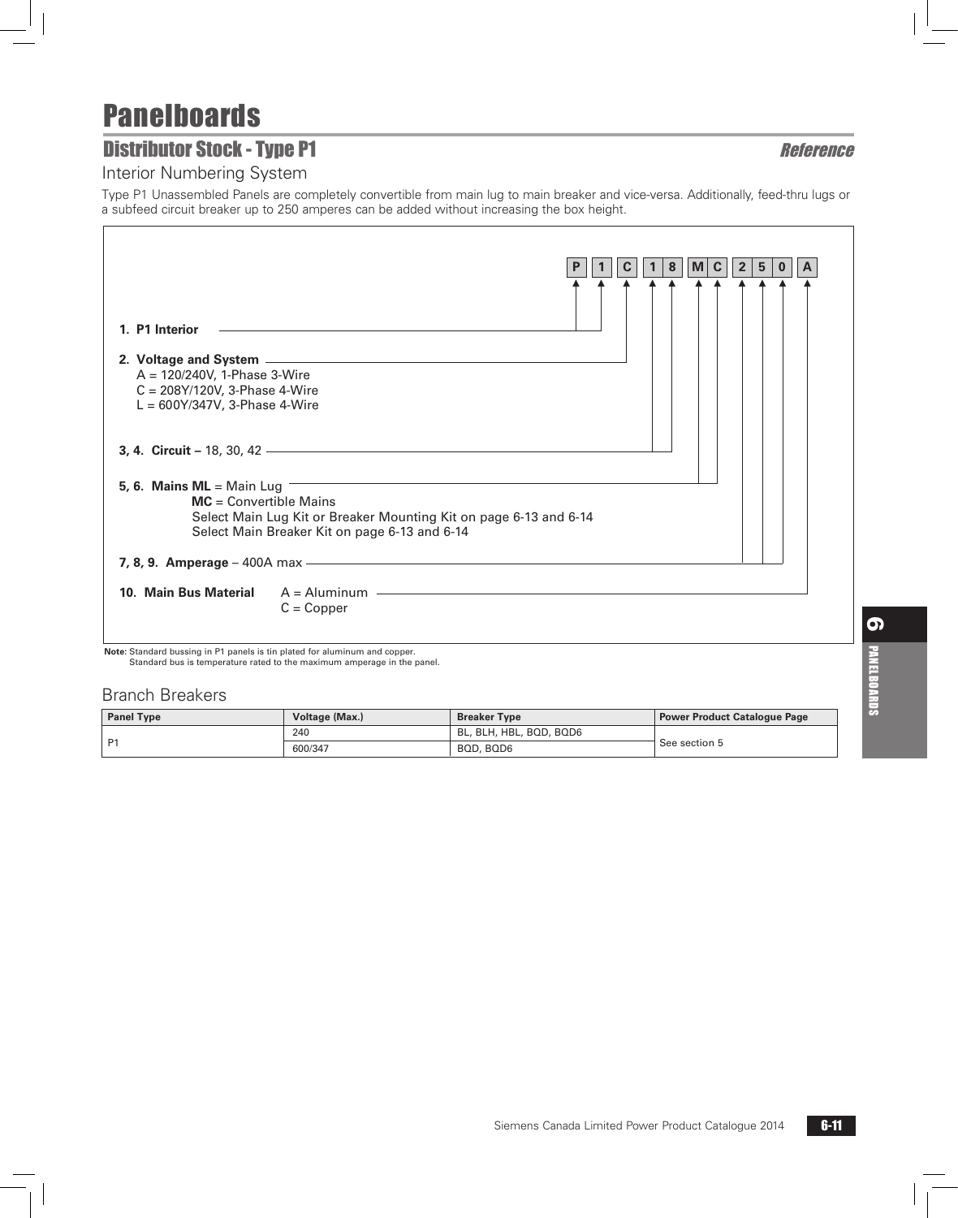# Panelboards

## Distributor Stock - Type P1

*Reference*

### Interior Numbering System

Type P1 Unassembled Panels are completely convertible from main lug to main breaker and vice-versa. Additionally, feed-thru lugs or a subfeed circuit breaker up to 250 amperes can be added without increasing the box height.

**P 1 C 1 8 M C 2 5 0 A**

**1. P1 Interior**

**2. Voltage and System**
- A = 120/240V, 1-Phase 3-Wire
- C = 208Y/120V, 3-Phase 4-Wire
- L = 600Y/347V, 3-Phase 4-Wire

**3, 4. Circuit –** 18, 30, 42

**5, 6. Mains ML** = Main Lug
**MC** = Convertible Mains
Select Main Lug Kit or Breaker Mounting Kit on page 6-13 and 6-14
Select Main Breaker Kit on page 6-13 and 6-14

**7, 8, 9. Amperage** – 400A max

**10. Main Bus Material** A = Aluminum
C = Copper

**Note:** Standard bussing in P1 panels is tin plated for aluminum and copper.
Standard bus is temperature rated to the maximum amperage in the panel.

### Branch Breakers

| Panel Type | Voltage (Max.) | Breaker Type | Power Product Catalogue Page |
|---|---|---|---|
| P1 | 240 | BL, BLH, HBL, BQD, BQD6 | See section 5 |
| | 600/347 | BQD, BQD6 | |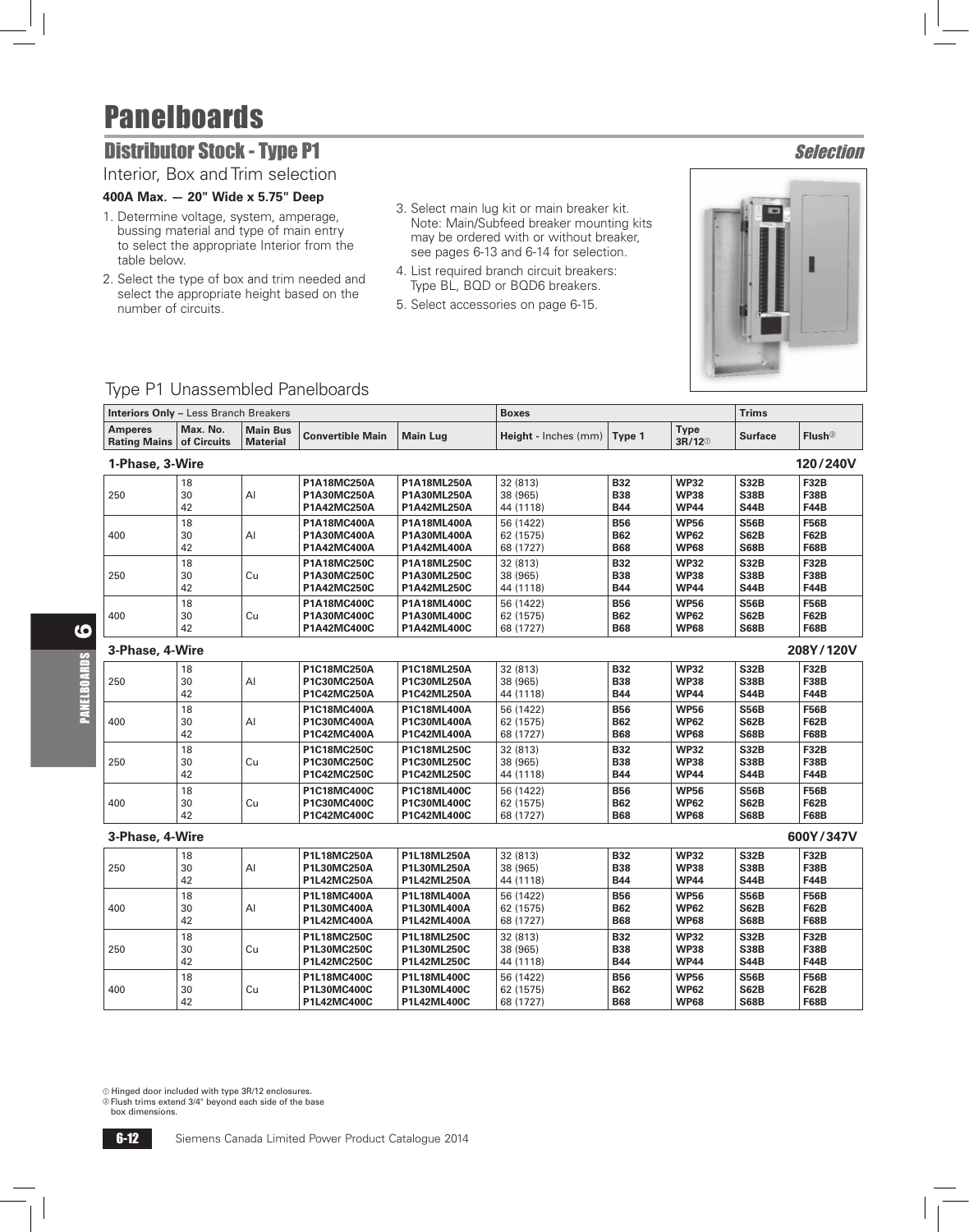# Panelboards

## Distributor Stock - Type P1

*Selection*

Interior, Box and Trim selection

**400A Max. — 20" Wide x 5.75" Deep**

1. Determine voltage, system, amperage, bussing material and type of main entry to select the appropriate Interior from the table below.
2. Select the type of box and trim needed and select the appropriate height based on the number of circuits.
3. Select main lug kit or main breaker kit. Note: Main/Subfeed breaker mounting kits may be ordered with or without breaker, see pages 6-13 and 6-14 for selection.
4. List required branch circuit breakers: Type BL, BQD or BQD6 breakers.
5. Select accessories on page 6-15.

### Type P1 Unassembled Panelboards

| **Interiors Only** – Less Branch Breakers | | | | | **Boxes** | | | **Trims** | |
|---|---|---|---|---|---|---|---|---|---|
| **Amperes Rating Mains** | **Max. No. of Circuits** | **Main Bus Material** | **Convertible Main** | **Main Lug** | **Height** - Inches (mm) | **Type 1** | **Type 3R/12**[1] | **Surface** | **Flush**[2] |
| **1-Phase, 3-Wire** | | | | | | | | | **120/240V** |
| 250 | 18 | Al | **P1A18MC250A** | **P1A18ML250A** | 32 (813) | **B32** | **WP32** | **S32B** | **F32B** |
| | 30 | | **P1A30MC250A** | **P1A30ML250A** | 38 (965) | **B38** | **WP38** | **S38B** | **F38B** |
| | 42 | | **P1A42MC250A** | **P1A42ML250A** | 44 (1118) | **B44** | **WP44** | **S44B** | **F44B** |
| 400 | 18 | Al | **P1A18MC400A** | **P1A18ML400A** | 56 (1422) | **B56** | **WP56** | **S56B** | **F56B** |
| | 30 | | **P1A30MC400A** | **P1A30ML400A** | 62 (1575) | **B62** | **WP62** | **S62B** | **F62B** |
| | 42 | | **P1A42MC400A** | **P1A42ML400A** | 68 (1727) | **B68** | **WP68** | **S68B** | **F68B** |
| 250 | 18 | Cu | **P1A18MC250C** | **P1A18ML250C** | 32 (813) | **B32** | **WP32** | **S32B** | **F32B** |
| | 30 | | **P1A30MC250C** | **P1A30ML250C** | 38 (965) | **B38** | **WP38** | **S38B** | **F38B** |
| | 42 | | **P1A42MC250C** | **P1A42ML250C** | 44 (1118) | **B44** | **WP44** | **S44B** | **F44B** |
| 400 | 18 | Cu | **P1A18MC400C** | **P1A18ML400C** | 56 (1422) | **B56** | **WP56** | **S56B** | **F56B** |
| | 30 | | **P1A30MC400C** | **P1A30ML400C** | 62 (1575) | **B62** | **WP62** | **S62B** | **F62B** |
| | 42 | | **P1A42MC400C** | **P1A42ML400C** | 68 (1727) | **B68** | **WP68** | **S68B** | **F68B** |
| **3-Phase, 4-Wire** | | | | | | | | | **208Y/120V** |
| 250 | 18 | Al | **P1C18MC250A** | **P1C18ML250A** | 32 (813) | **B32** | **WP32** | **S32B** | **F32B** |
| | 30 | | **P1C30MC250A** | **P1C30ML250A** | 38 (965) | **B38** | **WP38** | **S38B** | **F38B** |
| | 42 | | **P1C42MC250A** | **P1C42ML250A** | 44 (1118) | **B44** | **WP44** | **S44B** | **F44B** |
| 400 | 18 | Al | **P1C18MC400A** | **P1C18ML400A** | 56 (1422) | **B56** | **WP56** | **S56B** | **F56B** |
| | 30 | | **P1C30MC400A** | **P1C30ML400A** | 62 (1575) | **B62** | **WP62** | **S62B** | **F62B** |
| | 42 | | **P1C42MC400A** | **P1C42ML400A** | 68 (1727) | **B68** | **WP68** | **S68B** | **F68B** |
| 250 | 18 | Cu | **P1C18MC250C** | **P1C18ML250C** | 32 (813) | **B32** | **WP32** | **S32B** | **F32B** |
| | 30 | | **P1C30MC250C** | **P1C30ML250C** | 38 (965) | **B38** | **WP38** | **S38B** | **F38B** |
| | 42 | | **P1C42MC250C** | **P1C42ML250C** | 44 (1118) | **B44** | **WP44** | **S44B** | **F44B** |
| 400 | 18 | Cu | **P1C18MC400C** | **P1C18ML400C** | 56 (1422) | **B56** | **WP56** | **S56B** | **F56B** |
| | 30 | | **P1C30MC400C** | **P1C30ML400C** | 62 (1575) | **B62** | **WP62** | **S62B** | **F62B** |
| | 42 | | **P1C42MC400C** | **P1C42ML400C** | 68 (1727) | **B68** | **WP68** | **S68B** | **F68B** |
| **3-Phase, 4-Wire** | | | | | | | | | **600Y/347V** |
| 250 | 18 | Al | **P1L18MC250A** | **P1L18ML250A** | 32 (813) | **B32** | **WP32** | **S32B** | **F32B** |
| | 30 | | **P1L30MC250A** | **P1L30ML250A** | 38 (965) | **B38** | **WP38** | **S38B** | **F38B** |
| | 42 | | **P1L42MC250A** | **P1L42ML250A** | 44 (1118) | **B44** | **WP44** | **S44B** | **F44B** |
| 400 | 18 | Al | **P1L18MC400A** | **P1L18ML400A** | 56 (1422) | **B56** | **WP56** | **S56B** | **F56B** |
| | 30 | | **P1L30MC400A** | **P1L30ML400A** | 62 (1575) | **B62** | **WP62** | **S62B** | **F62B** |
| | 42 | | **P1L42MC400A** | **P1L42ML400A** | 68 (1727) | **B68** | **WP68** | **S68B** | **F68B** |
| 250 | 18 | Cu | **P1L18MC250C** | **P1L18ML250C** | 32 (813) | **B32** | **WP32** | **S32B** | **F32B** |
| | 30 | | **P1L30MC250C** | **P1L30ML250C** | 38 (965) | **B38** | **WP38** | **S38B** | **F38B** |
| | 42 | | **P1L42MC250C** | **P1L42ML250C** | 44 (1118) | **B44** | **WP44** | **S44B** | **F44B** |
| 400 | 18 | Cu | **P1L18MC400C** | **P1L18ML400C** | 56 (1422) | **B56** | **WP56** | **S56B** | **F56B** |
| | 30 | | **P1L30MC400C** | **P1L30ML400C** | 62 (1575) | **B62** | **WP62** | **S62B** | **F62B** |
| | 42 | | **P1L42MC400C** | **P1L42ML400C** | 68 (1727) | **B68** | **WP68** | **S68B** | **F68B** |

[1] Hinged door included with type 3R/12 enclosures.
[2] Flush trims extend 3/4" beyond each side of the base box dimensions.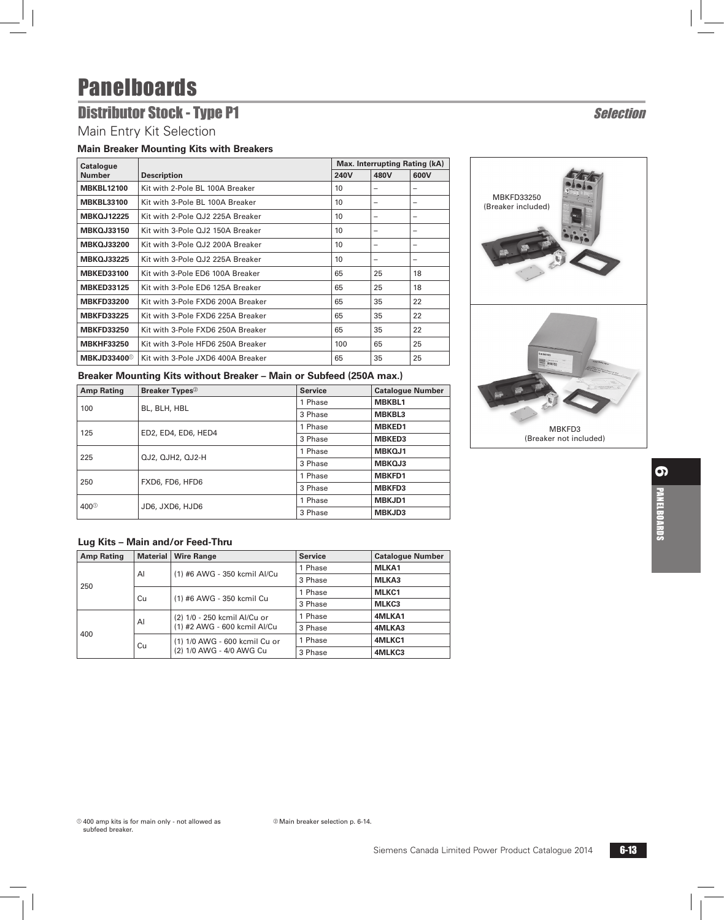# Panelboards

## Distributor Stock - Type P1

*Selection*

Main Entry Kit Selection

### Main Breaker Mounting Kits with Breakers

| Catalogue Number | Description | Max. Interrupting Rating (kA) | | |
|---|---|---|---|---|
| | | 240V | 480V | 600V |
| **MBKBL12100** | Kit with 2-Pole BL 100A Breaker | 10 | – | – |
| **MBKBL33100** | Kit with 3-Pole BL 100A Breaker | 10 | – | – |
| **MBKQJ12225** | Kit with 2-Pole QJ2 225A Breaker | 10 | – | – |
| **MBKQJ33150** | Kit with 3-Pole QJ2 150A Breaker | 10 | – | – |
| **MBKQJ33200** | Kit with 3-Pole QJ2 200A Breaker | 10 | – | – |
| **MBKQJ33225** | Kit with 3-Pole QJ2 225A Breaker | 10 | – | – |
| **MBKED33100** | Kit with 3-Pole ED6 100A Breaker | 65 | 25 | 18 |
| **MBKED33125** | Kit with 3-Pole ED6 125A Breaker | 65 | 25 | 18 |
| **MBKFD33200** | Kit with 3-Pole FXD6 200A Breaker | 65 | 35 | 22 |
| **MBKFD33225** | Kit with 3-Pole FXD6 225A Breaker | 65 | 35 | 22 |
| **MBKFD33250** | Kit with 3-Pole FXD6 250A Breaker | 65 | 35 | 22 |
| **MBKHF33250** | Kit with 3-Pole HFD6 250A Breaker | 100 | 65 | 25 |
| **MBKJD33400**① | Kit with 3-Pole JXD6 400A Breaker | 65 | 35 | 25 |

MBKFD33250
(Breaker included)

MBKFD3
(Breaker not included)

### Breaker Mounting Kits without Breaker – Main or Subfeed (250A max.)

| Amp Rating | Breaker Types② | Service | Catalogue Number |
|---|---|---|---|
| 100 | BL, BLH, HBL | 1 Phase | **MBKBL1** |
| | | 3 Phase | **MBKBL3** |
| 125 | ED2, ED4, ED6, HED4 | 1 Phase | **MBKED1** |
| | | 3 Phase | **MBKED3** |
| 225 | QJ2, QJH2, QJ2-H | 1 Phase | **MBKQJ1** |
| | | 3 Phase | **MBKQJ3** |
| 250 | FXD6, FD6, HFD6 | 1 Phase | **MBKFD1** |
| | | 3 Phase | **MBKFD3** |
| 400① | JD6, JXD6, HJD6 | 1 Phase | **MBKJD1** |
| | | 3 Phase | **MBKJD3** |

### Lug Kits – Main and/or Feed-Thru

| Amp Rating | Material | Wire Range | Service | Catalogue Number |
|---|---|---|---|---|
| 250 | Al | (1) #6 AWG - 350 kcmil Al/Cu | 1 Phase | **MLKA1** |
| | | | 3 Phase | **MLKA3** |
| | Cu | (1) #6 AWG - 350 kcmil Cu | 1 Phase | **MLKC1** |
| | | | 3 Phase | **MLKC3** |
| 400 | Al | (2) 1/0 - 250 kcmil Al/Cu or (1) #2 AWG - 600 kcmil Al/Cu | 1 Phase | **4MLKA1** |
| | | | 3 Phase | **4MLKA3** |
| | Cu | (1) 1/0 AWG - 600 kcmil Cu or (2) 1/0 AWG - 4/0 AWG Cu | 1 Phase | **4MLKC1** |
| | | | 3 Phase | **4MLKC3** |

① 400 amp kits is for main only - not allowed as subfeed breaker.

② Main breaker selection p. 6-14.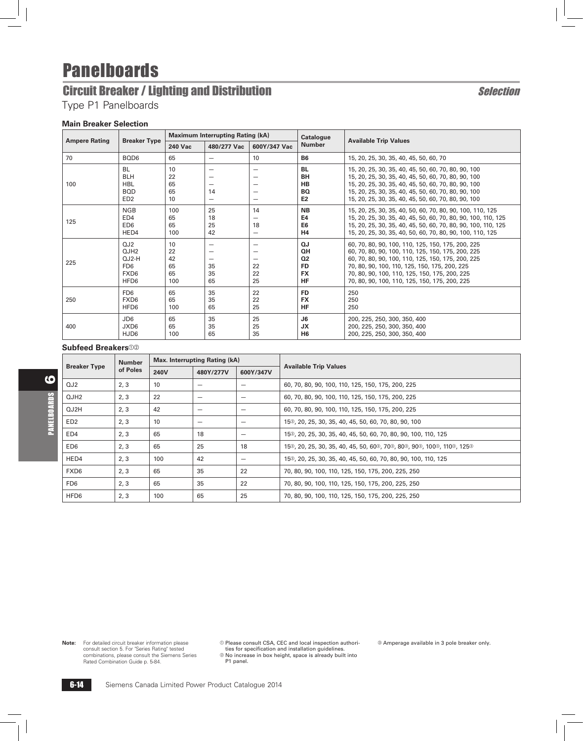# Panelboards

## Circuit Breaker / Lighting and Distribution

*Selection*

Type P1 Panelboards

### Main Breaker Selection

| Ampere Rating | Breaker Type | Maximum Interrupting Rating (kA) | | | Catalogue Number | Available Trip Values |
|---|---|---|---|---|---|---|
| | | 240 Vac | 480/277 Vac | 600Y/347 Vac | | |
| 70 | BQD6 | 65 | — | 10 | **B6** | 15, 20, 25, 30, 35, 40, 45, 50, 60, 70 |
| 100 | BL<br>BLH<br>HBL<br>BQD<br>ED2 | 10<br>22<br>65<br>65<br>10 | —<br>—<br>—<br>14<br>— | —<br>—<br>—<br>—<br>— | **BL**<br>**BH**<br>**HB**<br>**BQ**<br>**E2** | 15, 20, 25, 30, 35, 40, 45, 50, 60, 70, 80, 90, 100<br>15, 20, 25, 30, 35, 40, 45, 50, 60, 70, 80, 90, 100<br>15, 20, 25, 30, 35, 40, 45, 50, 60, 70, 80, 90, 100<br>15, 20, 25, 30, 35, 40, 45, 50, 60, 70, 80, 90, 100<br>15, 20, 25, 30, 35, 40, 45, 50, 60, 70, 80, 90, 100 |
| 125 | NGB<br>ED4<br>ED6<br>HED4 | 100<br>65<br>65<br>100 | 25<br>18<br>25<br>42 | 14<br>—<br>18<br>— | **NB**<br>**E4**<br>**E6**<br>**H4** | 15, 20, 25, 30, 35, 40, 50, 60, 70, 80, 90, 100, 110, 125<br>15, 20, 25, 30, 35, 40, 45, 50, 60, 70, 80, 90, 100, 110, 125<br>15, 20, 25, 30, 35, 40, 45, 50, 60, 70, 80, 90, 100, 110, 125<br>15, 20, 25, 30, 35, 40, 50, 60, 70, 80, 90, 100, 110, 125 |
| 225 | QJ2<br>QJH2<br>QJ2-H<br>FD6<br>FXD6<br>HFD6 | 10<br>22<br>42<br>65<br>65<br>100 | —<br>—<br>—<br>35<br>35<br>65 | —<br>—<br>—<br>22<br>22<br>25 | **QJ**<br>**QH**<br>**Q2**<br>**FD**<br>**FX**<br>**HF** | 60, 70, 80, 90, 100, 110, 125, 150, 175, 200, 225<br>60, 70, 80, 90, 100, 110, 125, 150, 175, 200, 225<br>60, 70, 80, 90, 100, 110, 125, 150, 175, 200, 225<br>70, 80, 90, 100, 110, 125, 150, 175, 200, 225<br>70, 80, 90, 100, 110, 125, 150, 175, 200, 225<br>70, 80, 90, 100, 110, 125, 150, 175, 200, 225 |
| 250 | FD6<br>FXD6<br>HFD6 | 65<br>65<br>100 | 35<br>35<br>65 | 22<br>22<br>25 | **FD**<br>**FX**<br>**HF** | 250<br>250<br>250 |
| 400 | JD6<br>JXD6<br>HJD6 | 65<br>65<br>100 | 35<br>35<br>65 | 25<br>25<br>35 | **J6**<br>**JX**<br>**H6** | 200, 225, 250, 300, 350, 400<br>200, 225, 250, 300, 350, 400<br>200, 225, 250, 300, 350, 400 |

### Subfeed Breakers①②

| Breaker Type | Number of Poles | Max. Interrupting Rating (kA) | | | Available Trip Values |
|---|---|---|---|---|---|
| | | 240V | 480Y/277V | 600Y/347V | |
| QJ2 | 2, 3 | 10 | — | — | 60, 70, 80, 90, 100, 110, 125, 150, 175, 200, 225 |
| QJH2 | 2, 3 | 22 | — | — | 60, 70, 80, 90, 100, 110, 125, 150, 175, 200, 225 |
| QJ2H | 2, 3 | 42 | — | — | 60, 70, 80, 90, 100, 110, 125, 150, 175, 200, 225 |
| ED2 | 2, 3 | 10 | — | — | 15③, 20, 25, 30, 35, 40, 45, 50, 60, 70, 80, 90, 100 |
| ED4 | 2, 3 | 65 | 18 | — | 15③, 20, 25, 30, 35, 40, 45, 50, 60, 70, 80, 90, 100, 110, 125 |
| ED6 | 2, 3 | 65 | 25 | 18 | 15③, 20, 25, 30, 35, 40, 45, 50, 60③, 70③, 80③, 90③, 100③, 110③, 125③ |
| HED4 | 2, 3 | 100 | 42 | — | 15③, 20, 25, 30, 35, 40, 45, 50, 60, 70, 80, 90, 100, 110, 125 |
| FXD6 | 2, 3 | 65 | 35 | 22 | 70, 80, 90, 100, 110, 125, 150, 175, 200, 225, 250 |
| FD6 | 2, 3 | 65 | 35 | 22 | 70, 80, 90, 100, 110, 125, 150, 175, 200, 225, 250 |
| HFD6 | 2, 3 | 100 | 65 | 25 | 70, 80, 90, 100, 110, 125, 150, 175, 200, 225, 250 |

**Note:** For detailed circuit breaker information please consult section 5. For "Series Rating" tested combinations, please consult the Siemens Series Rated Combination Guide p. 5-84.

① Please consult CSA, CEC and local inspection authorities for specification and installation guidelines.
② No increase in box height, space is already built into P1 panel.

③ Amperage available in 3 pole breaker only.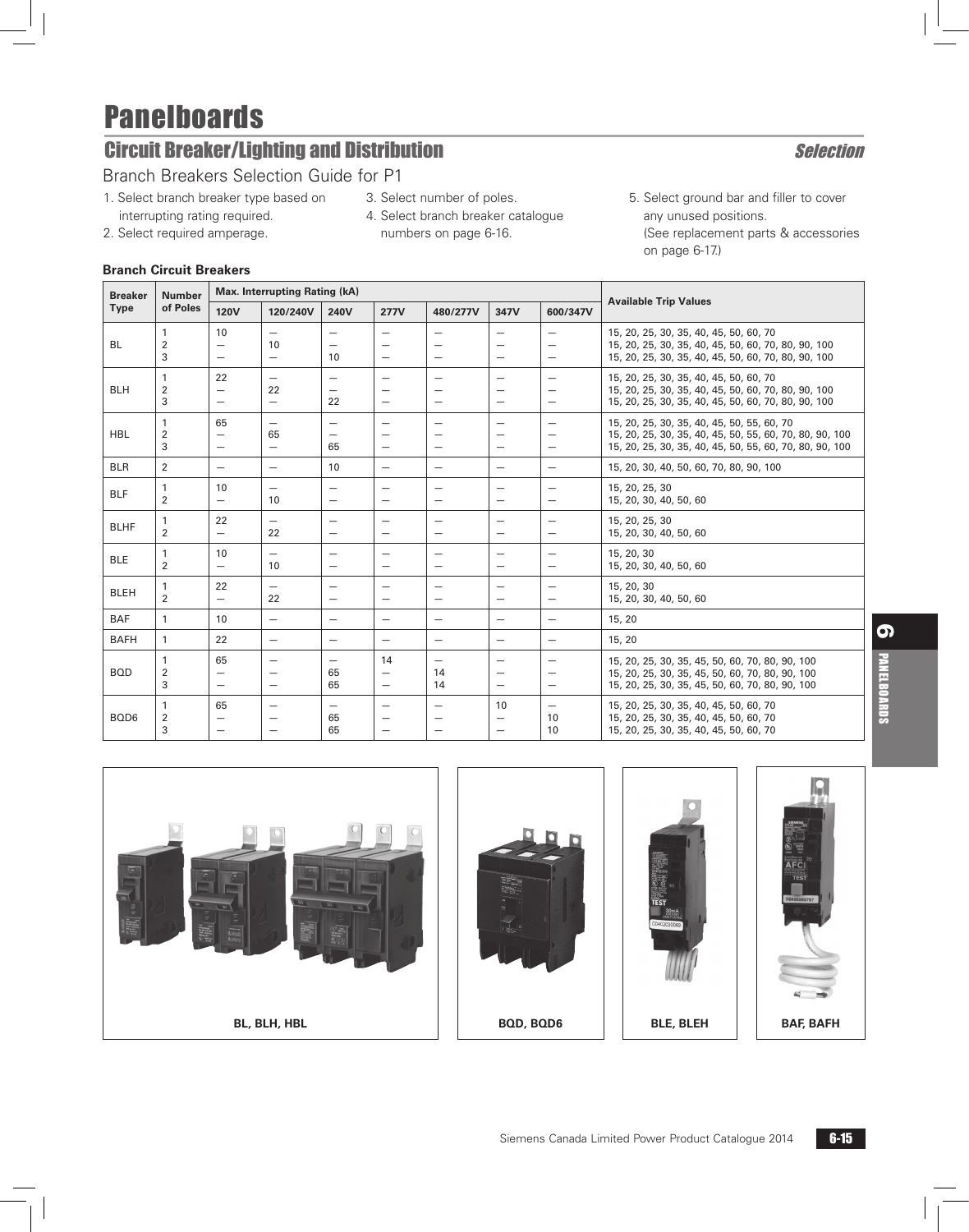# Panelboards

## Circuit Breaker/Lighting and Distribution

*Selection*

### Branch Breakers Selection Guide for P1

1. Select branch breaker type based on interrupting rating required.
2. Select required amperage.
3. Select number of poles.
4. Select branch breaker catalogue numbers on page 6-16.
5. Select ground bar and filler to cover any unused positions. (See replacement parts & accessories on page 6-17.)

**Branch Circuit Breakers**

| Breaker Type | Number of Poles | Max. Interrupting Rating (kA) | | | | | | | Available Trip Values |
|---|---|---|---|---|---|---|---|---|---|
| | | 120V | 120/240V | 240V | 277V | 480/277V | 347V | 600/347V | |
| BL | 1 | 10 | — | — | — | — | — | — | 15, 20, 25, 30, 35, 40, 45, 50, 60, 70 |
| | 2 | — | 10 | — | — | — | — | — | 15, 20, 25, 30, 35, 40, 45, 50, 60, 70, 80, 90, 100 |
| | 3 | — | — | 10 | — | — | — | — | 15, 20, 25, 30, 35, 40, 45, 50, 60, 70, 80, 90, 100 |
| BLH | 1 | 22 | — | — | — | — | — | — | 15, 20, 25, 30, 35, 40, 45, 50, 60, 70 |
| | 2 | — | 22 | — | — | — | — | — | 15, 20, 25, 30, 35, 40, 45, 50, 60, 70, 80, 90, 100 |
| | 3 | — | — | 22 | — | — | — | — | 15, 20, 25, 30, 35, 40, 45, 50, 60, 70, 80, 90, 100 |
| HBL | 1 | 65 | — | — | — | — | — | — | 15, 20, 25, 30, 35, 40, 45, 50, 55, 60, 70 |
| | 2 | — | 65 | — | — | — | — | — | 15, 20, 25, 30, 35, 40, 45, 50, 55, 60, 70, 80, 90, 100 |
| | 3 | — | — | 65 | — | — | — | — | 15, 20, 25, 30, 35, 40, 45, 50, 55, 60, 70, 80, 90, 100 |
| BLR | 2 | — | — | 10 | — | — | — | — | 15, 20, 30, 40, 50, 60, 70, 80, 90, 100 |
| BLF | 1 | 10 | — | — | — | — | — | — | 15, 20, 25, 30 |
| | 2 | — | 10 | — | — | — | — | — | 15, 20, 30, 40, 50, 60 |
| BLHF | 1 | 22 | — | — | — | — | — | — | 15, 20, 25, 30 |
| | 2 | — | 22 | — | — | — | — | — | 15, 20, 30, 40, 50, 60 |
| BLE | 1 | 10 | — | — | — | — | — | — | 15, 20, 30 |
| | 2 | — | 10 | — | — | — | — | — | 15, 20, 30, 40, 50, 60 |
| BLEH | 1 | 22 | — | — | — | — | — | — | 15, 20, 30 |
| | 2 | — | 22 | — | — | — | — | — | 15, 20, 30, 40, 50, 60 |
| BAF | 1 | 10 | — | — | — | — | — | — | 15, 20 |
| BAFH | 1 | 22 | — | — | — | — | — | — | 15, 20 |
| BQD | 1 | 65 | — | — | 14 | — | — | — | 15, 20, 25, 30, 35, 45, 50, 60, 70, 80, 90, 100 |
| | 2 | — | — | 65 | — | 14 | — | — | 15, 20, 25, 30, 35, 45, 50, 60, 70, 80, 90, 100 |
| | 3 | — | — | 65 | — | 14 | — | — | 15, 20, 25, 30, 35, 45, 50, 60, 70, 80, 90, 100 |
| BQD6 | 1 | 65 | — | — | — | — | 10 | — | 15, 20, 25, 30, 35, 40, 45, 50, 60, 70 |
| | 2 | — | — | 65 | — | — | — | 10 | 15, 20, 25, 30, 35, 40, 45, 50, 60, 70 |
| | 3 | — | — | 65 | — | — | — | 10 | 15, 20, 25, 30, 35, 40, 45, 50, 60, 70 |

BL, BLH, HBL

BQD, BQD6

BLE, BLEH

BAF, BAFH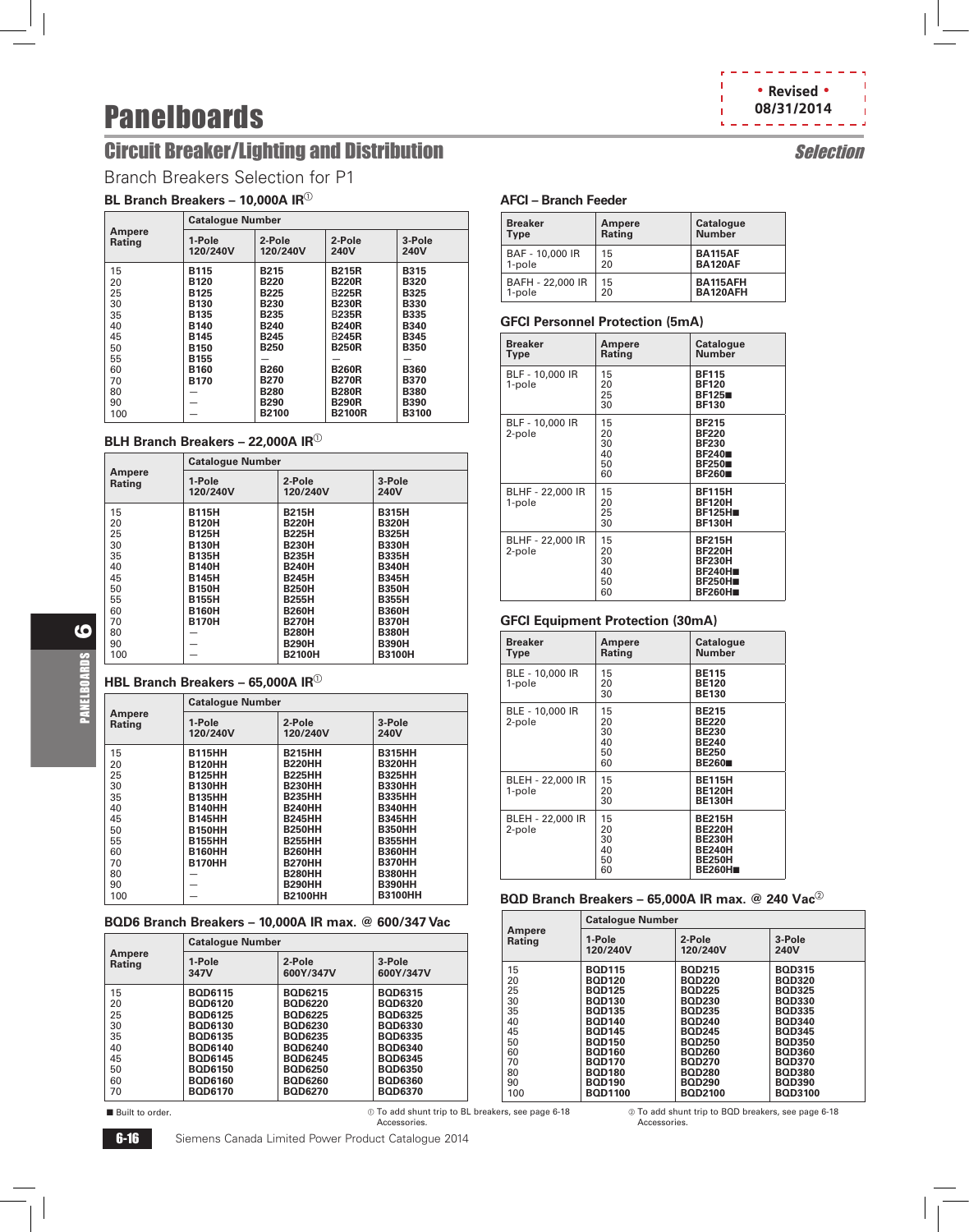# Panelboards

## Circuit Breaker/Lighting and Distribution

Selection

Branch Breakers Selection for P1

### BL Branch Breakers – 10,000A IR[1]

| Ampere Rating | Catalogue Number | | | |
|---|---|---|---|---|
| | 1-Pole 120/240V | 2-Pole 120/240V | 2-Pole 240V | 3-Pole 240V |
| 15 | B115 | B215 | B215R | B315 |
| 20 | B120 | B220 | B220R | B320 |
| 25 | B125 | B225 | B225R | B325 |
| 30 | B130 | B230 | B230R | B330 |
| 35 | B135 | B235 | B235R | B335 |
| 40 | B140 | B240 | B240R | B340 |
| 45 | B145 | B245 | B245R | B345 |
| 50 | B150 | B250 | B250R | B350 |
| 55 | B155 | — | — | — |
| 60 | B160 | B260 | B260R | B360 |
| 70 | B170 | B270 | B270R | B370 |
| 80 | — | B280 | B280R | B380 |
| 90 | — | B290 | B290R | B390 |
| 100 | — | B2100 | B2100R | B3100 |

### BLH Branch Breakers – 22,000A IR[1]

| Ampere Rating | Catalogue Number | | |
|---|---|---|---|
| | 1-Pole 120/240V | 2-Pole 120/240V | 3-Pole 240V |
| 15 | B115H | B215H | B315H |
| 20 | B120H | B220H | B320H |
| 25 | B125H | B225H | B325H |
| 30 | B130H | B230H | B330H |
| 35 | B135H | B235H | B335H |
| 40 | B140H | B240H | B340H |
| 45 | B145H | B245H | B345H |
| 50 | B150H | B250H | B350H |
| 55 | B155H | B255H | B355H |
| 60 | B160H | B260H | B360H |
| 70 | B170H | B270H | B370H |
| 80 | — | B280H | B380H |
| 90 | — | B290H | B390H |
| 100 | — | B2100H | B3100H |

### HBL Branch Breakers – 65,000A IR[1]

| Ampere Rating | Catalogue Number | | |
|---|---|---|---|
| | 1-Pole 120/240V | 2-Pole 120/240V | 3-Pole 240V |
| 15 | B115HH | B215HH | B315HH |
| 20 | B120HH | B220HH | B320HH |
| 25 | B125HH | B225HH | B325HH |
| 30 | B130HH | B230HH | B330HH |
| 35 | B135HH | B235HH | B335HH |
| 40 | B140HH | B240HH | B340HH |
| 45 | B145HH | B245HH | B345HH |
| 50 | B150HH | B250HH | B350HH |
| 55 | B155HH | B255HH | B355HH |
| 60 | B160HH | B260HH | B360HH |
| 70 | B170HH | B270HH | B370HH |
| 80 | — | B280HH | B380HH |
| 90 | — | B290HH | B390HH |
| 100 | — | B2100HH | B3100HH |

### BQD6 Branch Breakers – 10,000A IR max. @ 600/347 Vac

| Ampere Rating | Catalogue Number | | |
|---|---|---|---|
| | 1-Pole 347V | 2-Pole 600Y/347V | 3-Pole 600Y/347V |
| 15 | BQD6115 | BQD6215 | BQD6315 |
| 20 | BQD6120 | BQD6220 | BQD6320 |
| 25 | BQD6125 | BQD6225 | BQD6325 |
| 30 | BQD6130 | BQD6230 | BQD6330 |
| 35 | BQD6135 | BQD6235 | BQD6335 |
| 40 | BQD6140 | BQD6240 | BQD6340 |
| 45 | BQD6145 | BQD6245 | BQD6345 |
| 50 | BQD6150 | BQD6250 | BQD6350 |
| 60 | BQD6160 | BQD6260 | BQD6360 |
| 70 | BQD6170 | BQD6270 | BQD6370 |

### AFCI – Branch Feeder

| Breaker Type | Ampere Rating | Catalogue Number |
|---|---|---|
| BAF - 10,000 IR 1-pole | 15<br>20 | BA115AF<br>BA120AF |
| BAFH - 22,000 IR 1-pole | 15<br>20 | BA115AFH<br>BA120AFH |

### GFCI Personnel Protection (5mA)

| Breaker Type | Ampere Rating | Catalogue Number |
|---|---|---|
| BLF - 10,000 IR 1-pole | 15<br>20<br>25<br>30 | BF115<br>BF120<br>BF125■<br>BF130 |
| BLF - 10,000 IR 2-pole | 15<br>20<br>30<br>40<br>50<br>60 | BF215<br>BF220<br>BF230<br>BF240■<br>BF250■<br>BF260■ |
| BLHF - 22,000 IR 1-pole | 15<br>20<br>25<br>30 | BF115H<br>BF120H<br>BF125H■<br>BF130H |
| BLHF - 22,000 IR 2-pole | 15<br>20<br>30<br>40<br>50<br>60 | BF215H<br>BF220H<br>BF230H<br>BF240H■<br>BF250H■<br>BF260H■ |

### GFCI Equipment Protection (30mA)

| Breaker Type | Ampere Rating | Catalogue Number |
|---|---|---|
| BLE - 10,000 IR 1-pole | 15<br>20<br>30 | BE115<br>BE120<br>BE130 |
| BLE - 10,000 IR 2-pole | 15<br>20<br>30<br>40<br>50<br>60 | BE215<br>BE220<br>BE230<br>BE240<br>BE250<br>BE260■ |
| BLEH - 22,000 IR 1-pole | 15<br>20<br>30 | BE115H<br>BE120H<br>BE130H |
| BLEH - 22,000 IR 2-pole | 15<br>20<br>30<br>40<br>50<br>60 | BE215H<br>BE220H<br>BE230H<br>BE240H<br>BE250H<br>BE260H■ |

### BQD Branch Breakers – 65,000A IR max. @ 240 Vac[2]

| Ampere Rating | Catalogue Number | | |
|---|---|---|---|
| | 1-Pole 120/240V | 2-Pole 120/240V | 3-Pole 240V |
| 15 | BQD115 | BQD215 | BQD315 |
| 20 | BQD120 | BQD220 | BQD320 |
| 25 | BQD125 | BQD225 | BQD325 |
| 30 | BQD130 | BQD230 | BQD330 |
| 35 | BQD135 | BQD235 | BQD335 |
| 40 | BQD140 | BQD240 | BQD340 |
| 45 | BQD145 | BQD245 | BQD345 |
| 50 | BQD150 | BQD250 | BQD350 |
| 60 | BQD160 | BQD260 | BQD360 |
| 70 | BQD170 | BQD270 | BQD370 |
| 80 | BQD180 | BQD280 | BQD380 |
| 90 | BQD190 | BQD290 | BQD390 |
| 100 | BQD1100 | BQD2100 | BQD3100 |

■ Built to order.

[1] To add shunt trip to BL breakers, see page 6-18 Accessories.

[2] To add shunt trip to BQD breakers, see page 6-18 Accessories.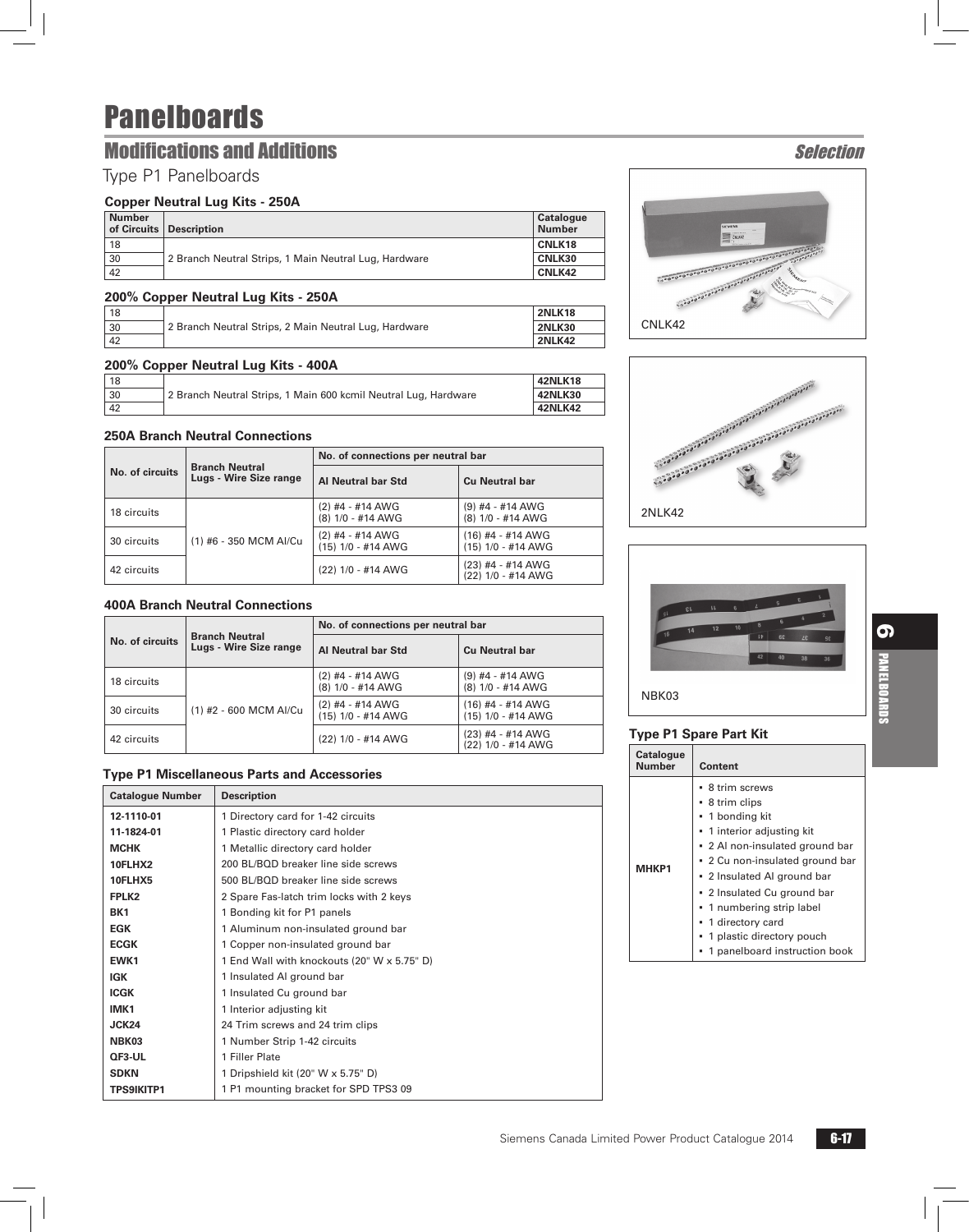# Panelboards

## Modifications and Additions

*Selection*

Type P1 Panelboards

### Copper Neutral Lug Kits - 250A

| Number of Circuits | Description | Catalogue Number |
|---|---|---|
| 18 | 2 Branch Neutral Strips, 1 Main Neutral Lug, Hardware | **CNLK18** |
| 30 | | **CNLK30** |
| 42 | | **CNLK42** |

### 200% Copper Neutral Lug Kits - 250A

| Number of Circuits | Description | Catalogue Number |
|---|---|---|
| 18 | 2 Branch Neutral Strips, 2 Main Neutral Lug, Hardware | **2NLK18** |
| 30 | | **2NLK30** |
| 42 | | **2NLK42** |

### 200% Copper Neutral Lug Kits - 400A

| Number of Circuits | Description | Catalogue Number |
|---|---|---|
| 18 | 2 Branch Neutral Strips, 1 Main 600 kcmil Neutral Lug, Hardware | **42NLK18** |
| 30 | | **42NLK30** |
| 42 | | **42NLK42** |

### 250A Branch Neutral Connections

| No. of circuits | Branch Neutral Lugs - Wire Size range | No. of connections per neutral bar | |
|---|---|---|---|
| | | **Al Neutral bar Std** | **Cu Neutral bar** |
| 18 circuits | (1) #6 - 350 MCM Al/Cu | (2) #4 - #14 AWG<br>(8) 1/0 - #14 AWG | (9) #4 - #14 AWG<br>(8) 1/0 - #14 AWG |
| 30 circuits | | (2) #4 - #14 AWG<br>(15) 1/0 - #14 AWG | (16) #4 - #14 AWG<br>(15) 1/0 - #14 AWG |
| 42 circuits | | (22) 1/0 - #14 AWG | (23) #4 - #14 AWG<br>(22) 1/0 - #14 AWG |

### 400A Branch Neutral Connections

| No. of circuits | Branch Neutral Lugs - Wire Size range | No. of connections per neutral bar | |
|---|---|---|---|
| | | **Al Neutral bar Std** | **Cu Neutral bar** |
| 18 circuits | (1) #2 - 600 MCM Al/Cu | (2) #4 - #14 AWG<br>(8) 1/0 - #14 AWG | (9) #4 - #14 AWG<br>(8) 1/0 - #14 AWG |
| 30 circuits | | (2) #4 - #14 AWG<br>(15) 1/0 - #14 AWG | (16) #4 - #14 AWG<br>(15) 1/0 - #14 AWG |
| 42 circuits | | (22) 1/0 - #14 AWG | (23) #4 - #14 AWG<br>(22) 1/0 - #14 AWG |

### Type P1 Miscellaneous Parts and Accessories

| Catalogue Number | Description |
|---|---|
| **12-1110-01** | 1 Directory card for 1-42 circuits |
| **11-1824-01** | 1 Plastic directory card holder |
| **MCHK** | 1 Metallic directory card holder |
| **10FLHX2** | 200 BL/BQD breaker line side screws |
| **10FLHX5** | 500 BL/BQD breaker line side screws |
| **FPLK2** | 2 Spare Fas-latch trim locks with 2 keys |
| **BK1** | 1 Bonding kit for P1 panels |
| **EGK** | 1 Aluminum non-insulated ground bar |
| **ECGK** | 1 Copper non-insulated ground bar |
| **EWK1** | 1 End Wall with knockouts (20" W x 5.75" D) |
| **IGK** | 1 Insulated Al ground bar |
| **ICGK** | 1 Insulated Cu ground bar |
| **IMK1** | 1 Interior adjusting kit |
| **JCK24** | 24 Trim screws and 24 trim clips |
| **NBK03** | 1 Number Strip 1-42 circuits |
| **QF3-UL** | 1 Filler Plate |
| **SDKN** | 1 Dripshield kit (20" W x 5.75" D) |
| **TPS9IKITP1** | 1 P1 mounting bracket for SPD TPS3 09 |

CNLK42

2NLK42

NBK03

### Type P1 Spare Part Kit

| Catalogue Number | Content |
|---|---|
| **MHKP1** | • 8 trim screws<br>• 8 trim clips<br>• 1 bonding kit<br>• 1 interior adjusting kit<br>• 2 Al non-insulated ground bar<br>• 2 Cu non-insulated ground bar<br>• 2 Insulated Al ground bar<br>• 2 Insulated Cu ground bar<br>• 1 numbering strip label<br>• 1 directory card<br>• 1 plastic directory pouch<br>• 1 panelboard instruction book |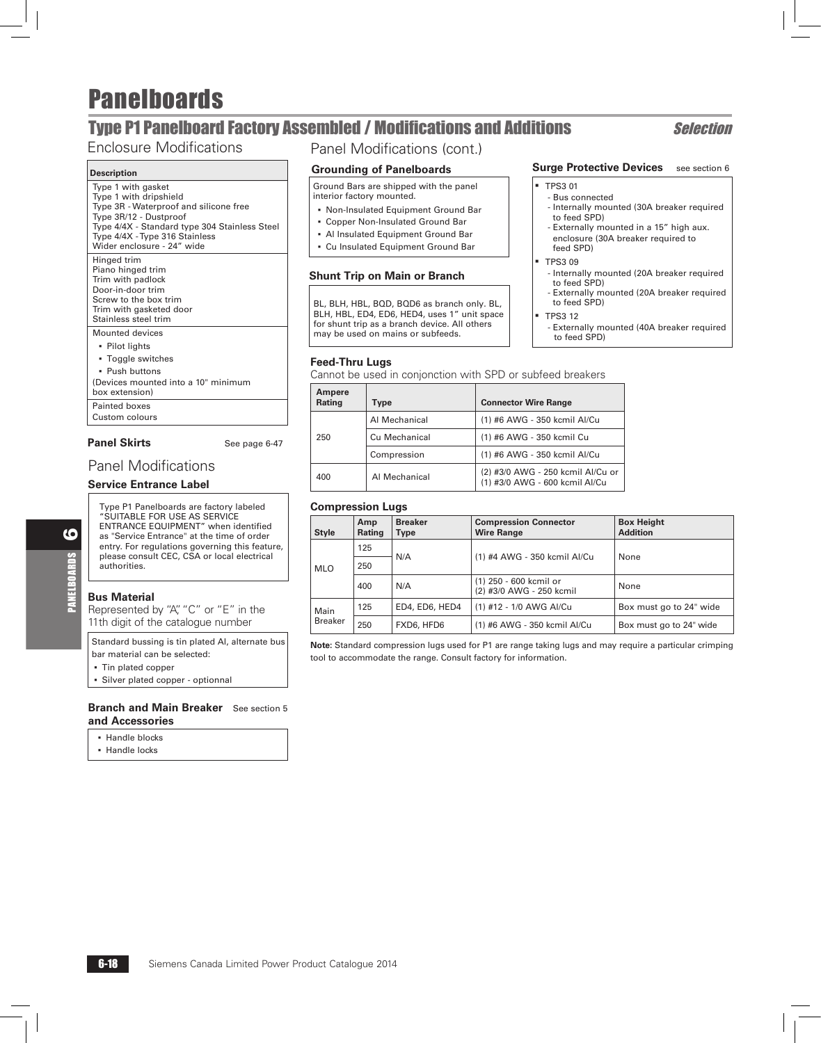# Panelboards

## Type P1 Panelboard Factory Assembled / Modifications and Additions

*Selection*

### Enclosure Modifications

| Description |
|---|
| Type 1 with gasket<br>Type 1 with dripshield<br>Type 3R - Waterproof and silicone free<br>Type 3R/12 - Dustproof<br>Type 4/4X - Standard type 304 Stainless Steel<br>Type 4/4X - Type 316 Stainless<br>Wider enclosure - 24" wide |
| Hinged trim<br>Piano hinged trim<br>Trim with padlock<br>Door-in-door trim<br>Screw to the box trim<br>Trim with gasketed door<br>Stainless steel trim |
| Mounted devices<br>▪ Pilot lights<br>▪ Toggle switches<br>▪ Push buttons<br>(Devices mounted into a 10" minimum box extension) |
| Painted boxes<br>Custom colours |

**Panel Skirts** See page 6-47

### Panel Modifications

**Service Entrance Label**

Type P1 Panelboards are factory labeled "SUITABLE FOR USE AS SERVICE ENTRANCE EQUIPMENT" when identified as "Service Entrance" at the time of order entry. For regulations governing this feature, please consult CEC, CSA or local electrical authorities.

**Bus Material**

Represented by "A", "C" or "E" in the 11th digit of the catalogue number

Standard bussing is tin plated Al, alternate bus bar material can be selected:

- Tin plated copper
- Silver plated copper - optionnal

**Branch and Main Breaker and Accessories** See section 5

- Handle blocks
- Handle locks

### Panel Modifications (cont.)

**Grounding of Panelboards**

Ground Bars are shipped with the panel interior factory mounted.

- Non-Insulated Equipment Ground Bar
- Copper Non-Insulated Ground Bar
- Al Insulated Equipment Ground Bar
- Cu Insulated Equipment Ground Bar

**Shunt Trip on Main or Branch**

BL, BLH, HBL, BQD, BQD6 as branch only. BL, BLH, HBL, ED4, ED6, HED4, uses 1" unit space for shunt trip as a branch device. All others may be used on mains or subfeeds.

**Surge Protective Devices** see section 6

- TPS3 01
  - Bus connected
  - Internally mounted (30A breaker required to feed SPD)
  - Externally mounted in a 15" high aux. enclosure (30A breaker required to feed SPD)
- TPS3 09
  - Internally mounted (20A breaker required to feed SPD)
  - Externally mounted (20A breaker required to feed SPD)
- TPS3 12
  - Externally mounted (40A breaker required to feed SPD)

**Feed-Thru Lugs**

Cannot be used in conjonction with SPD or subfeed breakers

| Ampere Rating | Type | Connector Wire Range |
|---|---|---|
| 250 | Al Mechanical | (1) #6 AWG - 350 kcmil Al/Cu |
| | Cu Mechanical | (1) #6 AWG - 350 kcmil Cu |
| | Compression | (1) #6 AWG - 350 kcmil Al/Cu |
| 400 | Al Mechanical | (2) #3/0 AWG - 250 kcmil Al/Cu or<br>(1) #3/0 AWG - 600 kcmil Al/Cu |

**Compression Lugs**

| Style | Amp Rating | Breaker Type | Compression Connector Wire Range | Box Height Addition |
|---|---|---|---|---|
| MLO | 125 | N/A | (1) #4 AWG - 350 kcmil Al/Cu | None |
| | 250 | | | |
| | 400 | N/A | (1) 250 - 600 kcmil or<br>(2) #3/0 AWG - 250 kcmil | None |
| Main Breaker | 125 | ED4, ED6, HED4 | (1) #12 - 1/0 AWG Al/Cu | Box must go to 24" wide |
| | 250 | FXD6, HFD6 | (1) #6 AWG - 350 kcmil Al/Cu | Box must go to 24" wide |

**Note:** Standard compression lugs used for P1 are range taking lugs and may require a particular crimping tool to accommodate the range. Consult factory for information.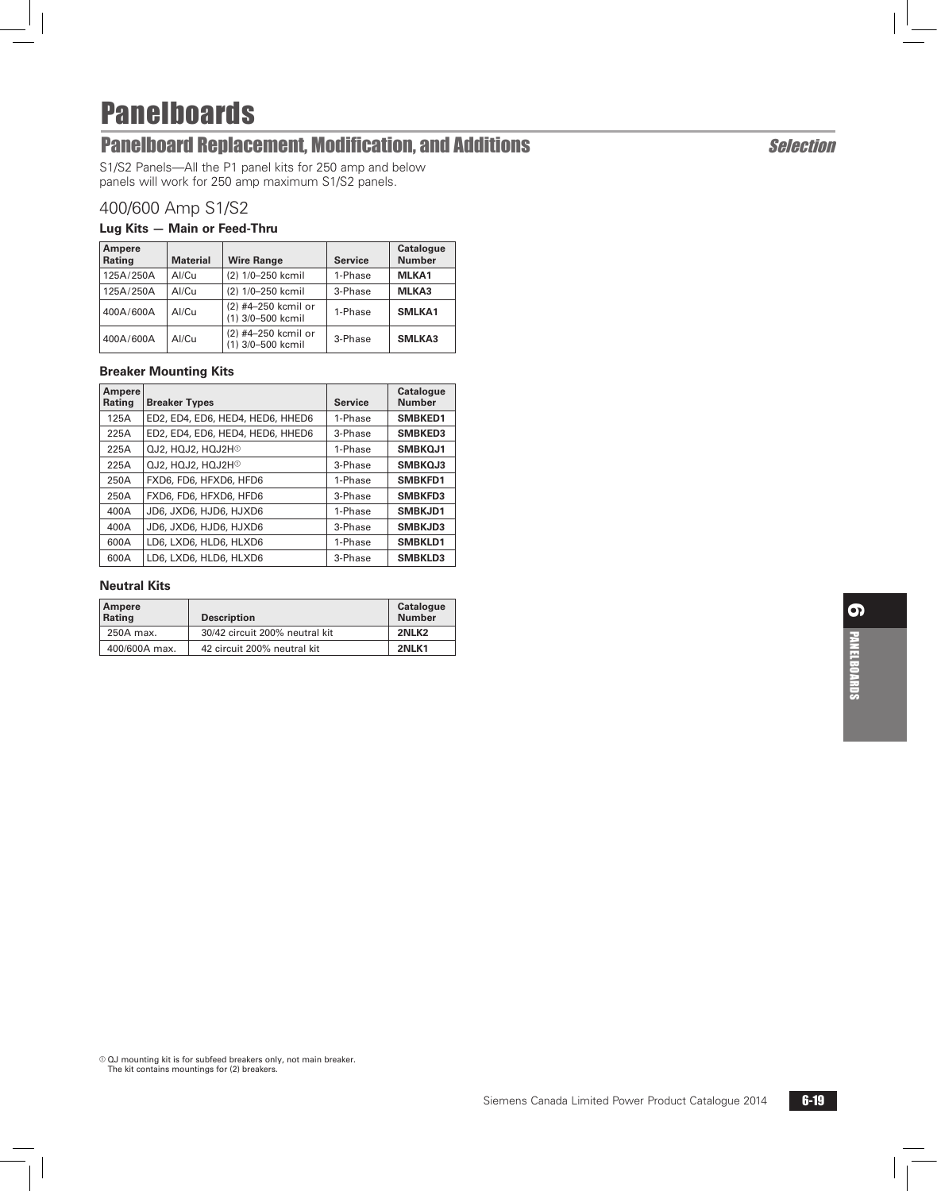# Panelboards

## Panelboard Replacement, Modification, and Additions

*Selection*

S1/S2 Panels—All the P1 panel kits for 250 amp and below panels will work for 250 amp maximum S1/S2 panels.

## 400/600 Amp S1/S2

### Lug Kits — Main or Feed-Thru

| Ampere Rating | Material | Wire Range | Service | Catalogue Number |
|---|---|---|---|---|
| 125A/250A | Al/Cu | (2) 1/0–250 kcmil | 1-Phase | **MLKA1** |
| 125A/250A | Al/Cu | (2) 1/0–250 kcmil | 3-Phase | **MLKA3** |
| 400A/600A | Al/Cu | (2) #4–250 kcmil or (1) 3/0–500 kcmil | 1-Phase | **SMLKA1** |
| 400A/600A | Al/Cu | (2) #4–250 kcmil or (1) 3/0–500 kcmil | 3-Phase | **SMLKA3** |

### Breaker Mounting Kits

| Ampere Rating | Breaker Types | Service | Catalogue Number |
|---|---|---|---|
| 125A | ED2, ED4, ED6, HED4, HED6, HHED6 | 1-Phase | **SMBKED1** |
| 225A | ED2, ED4, ED6, HED4, HED6, HHED6 | 3-Phase | **SMBKED3** |
| 225A | QJ2, HQJ2, HQJ2H[1] | 1-Phase | **SMBKQJ1** |
| 225A | QJ2, HQJ2, HQJ2H[1] | 3-Phase | **SMBKQJ3** |
| 250A | FXD6, FD6, HFXD6, HFD6 | 1-Phase | **SMBKFD1** |
| 250A | FXD6, FD6, HFXD6, HFD6 | 3-Phase | **SMBKFD3** |
| 400A | JD6, JXD6, HJD6, HJXD6 | 1-Phase | **SMBKJD1** |
| 400A | JD6, JXD6, HJD6, HJXD6 | 3-Phase | **SMBKJD3** |
| 600A | LD6, LXD6, HLD6, HLXD6 | 1-Phase | **SMBKLD1** |
| 600A | LD6, LXD6, HLD6, HLXD6 | 3-Phase | **SMBKLD3** |

### Neutral Kits

| Ampere Rating | Description | Catalogue Number |
|---|---|---|
| 250A max. | 30/42 circuit 200% neutral kit | **2NLK2** |
| 400/600A max. | 42 circuit 200% neutral kit | **2NLK1** |

[1] QJ mounting kit is for subfeed breakers only, not main breaker. The kit contains mountings for (2) breakers.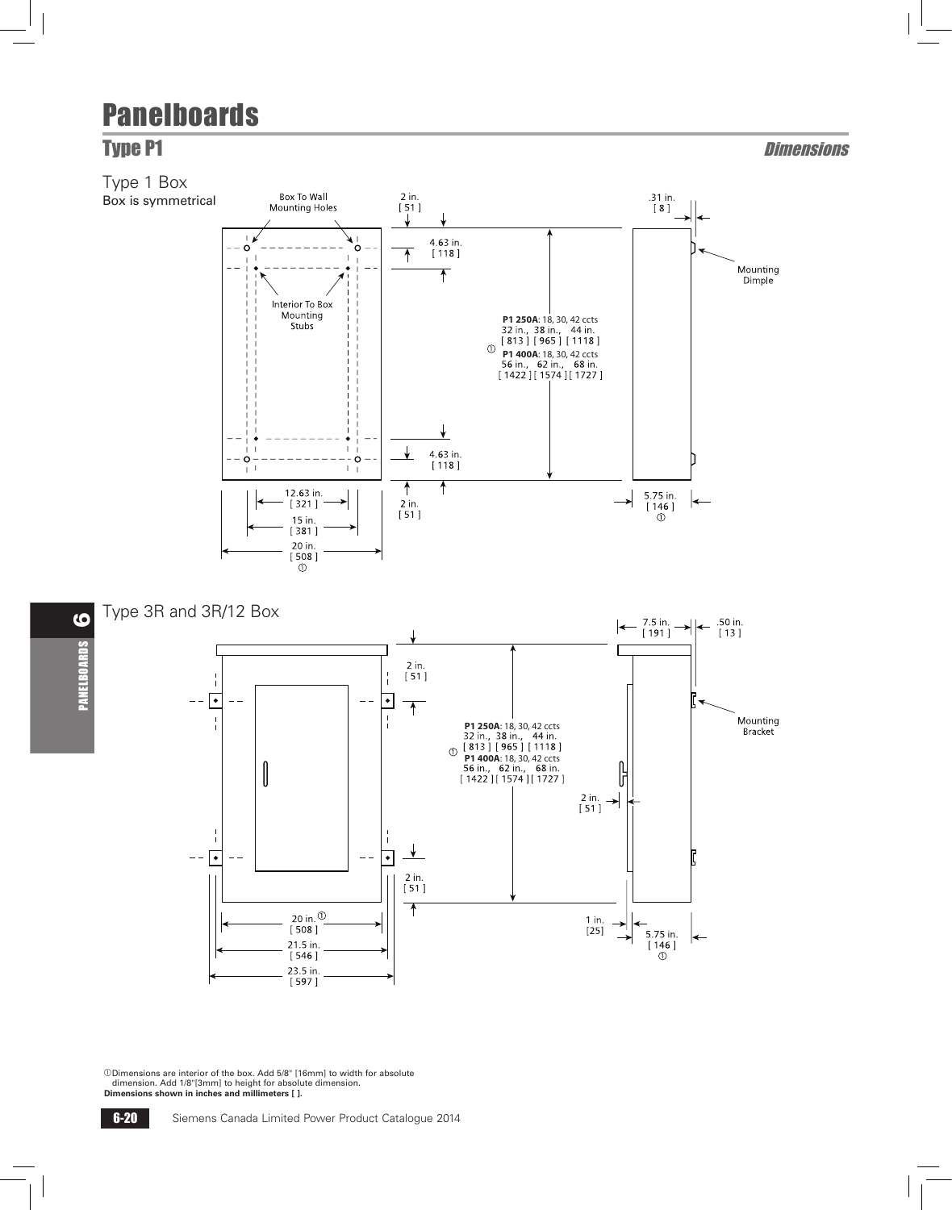# Panelboards

## Type P1

*Dimensions*

### Type 1 Box

Box is symmetrical

Box To Wall Mounting Holes

Interior To Box Mounting Stubs

2 in. [ 51 ]

4.63 in. [ 118 ]

**P1 250A**: 18, 30, 42 ccts
32 in., 38 in., 44 in.
[ 813 ] [ 965 ] [ 1118 ]

① **P1 400A**: 18, 30, 42 ccts
56 in., 62 in., 68 in.
[ 1422 ] [ 1574 ] [ 1727 ]

4.63 in. [ 118 ]

2 in. [ 51 ]

.31 in. [ 8 ]

Mounting Dimple

12.63 in. [ 321 ]

15 in. [ 381 ]

20 in. [ 508 ] ①

5.75 in. [ 146 ] ①

### Type 3R and 3R/12 Box

7.5 in. [ 191 ]

.50 in. [ 13 ]

Mounting Bracket

2 in. [ 51 ]

**P1 250A**: 18, 30, 42 ccts
32 in., 38 in., 44 in.
[ 813 ] [ 965 ] [ 1118 ]

① **P1 400A**: 18, 30, 42 ccts
56 in., 62 in., 68 in.
[ 1422 ] [ 1574 ] [ 1727 ]

2 in. [ 51 ]

2 in. [ 51 ]

20 in. ① [ 508 ]

21.5 in. [ 546 ]

23.5 in. [ 597 ]

1 in. [25]

5.75 in. [ 146 ] ①

①Dimensions are interior of the box. Add 5/8" [16mm] to width for absolute dimension. Add 1/8"[3mm] to height for absolute dimension.

**Dimensions shown in inches and millimeters [ ].**